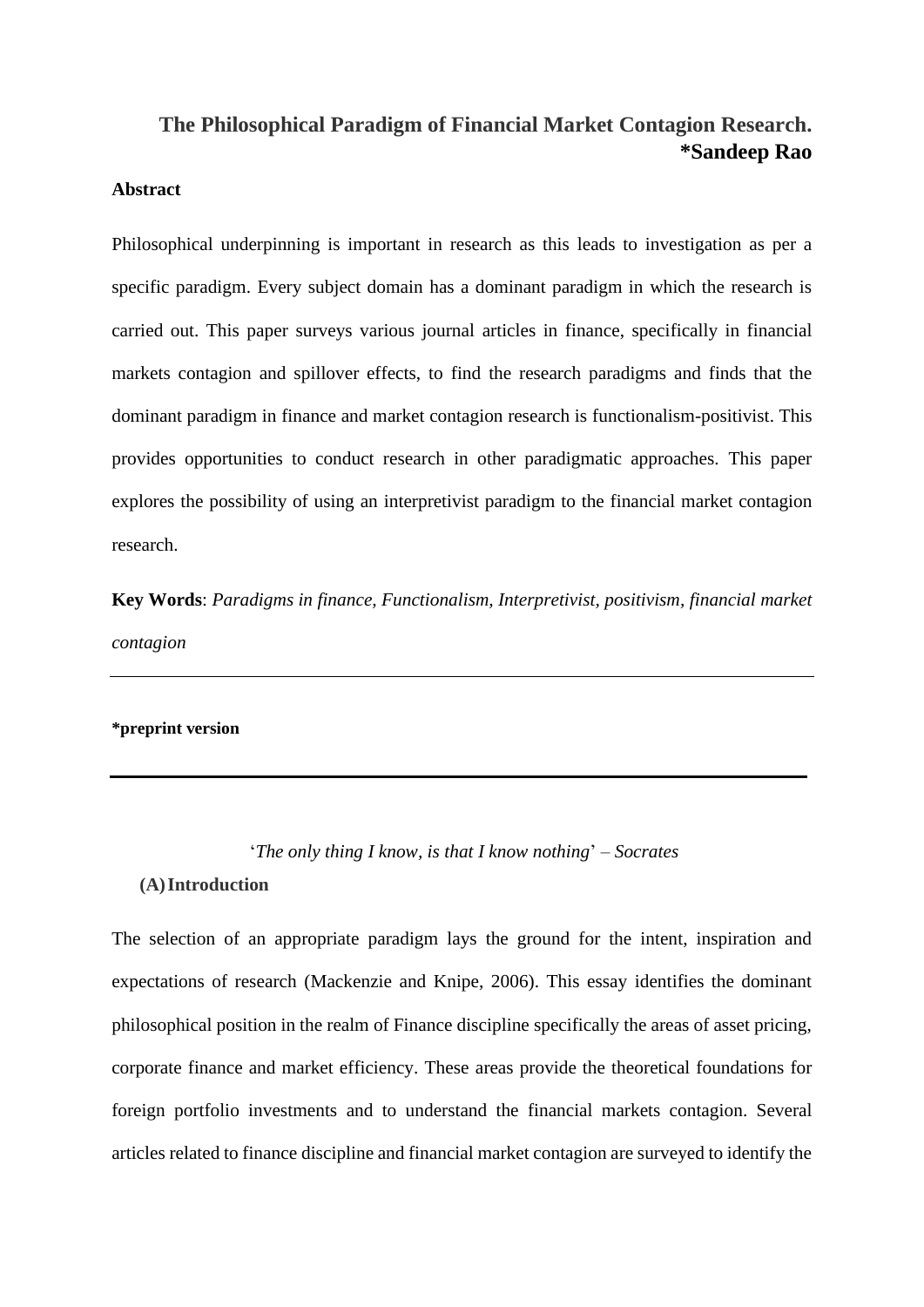# The Philosophical Paradigm of Financial Market Contagion Research.

**\*Sandeep Rao**

**Abstract**

Philosophical underpinning is important in research as this leads to investigation as per a specific paradigm. Every subject domain has a dominant paradigm in which the research is carried out. This paper surveys various journal articles in finance, specifically in financial markets contagion and spillover effects, to find the research paradigms and finds that the dominant paradigm in finance and market contagion research is functionalism-positivist. This provides opportunities to conduct research in other paradigmatic approaches. This paper explores the possibility of using an interpretivist paradigm to the financial market contagion research.

**Key Words**: *Paradigms in finance, Functionalism, Interpretivist, positivism, financial market contagion*

---

**\*preprint version**

---

'*The only thing I know, is that I know nothing*' – *Socrates*

## (A) Introduction

The selection of an appropriate paradigm lays the ground for the intent, inspiration and expectations of research (Mackenzie and Knipe, 2006). This essay identifies the dominant philosophical position in the realm of Finance discipline specifically the areas of asset pricing, corporate finance and market efficiency. These areas provide the theoretical foundations for foreign portfolio investments and to understand the financial markets contagion. Several articles related to finance discipline and financial market contagion are surveyed to identify the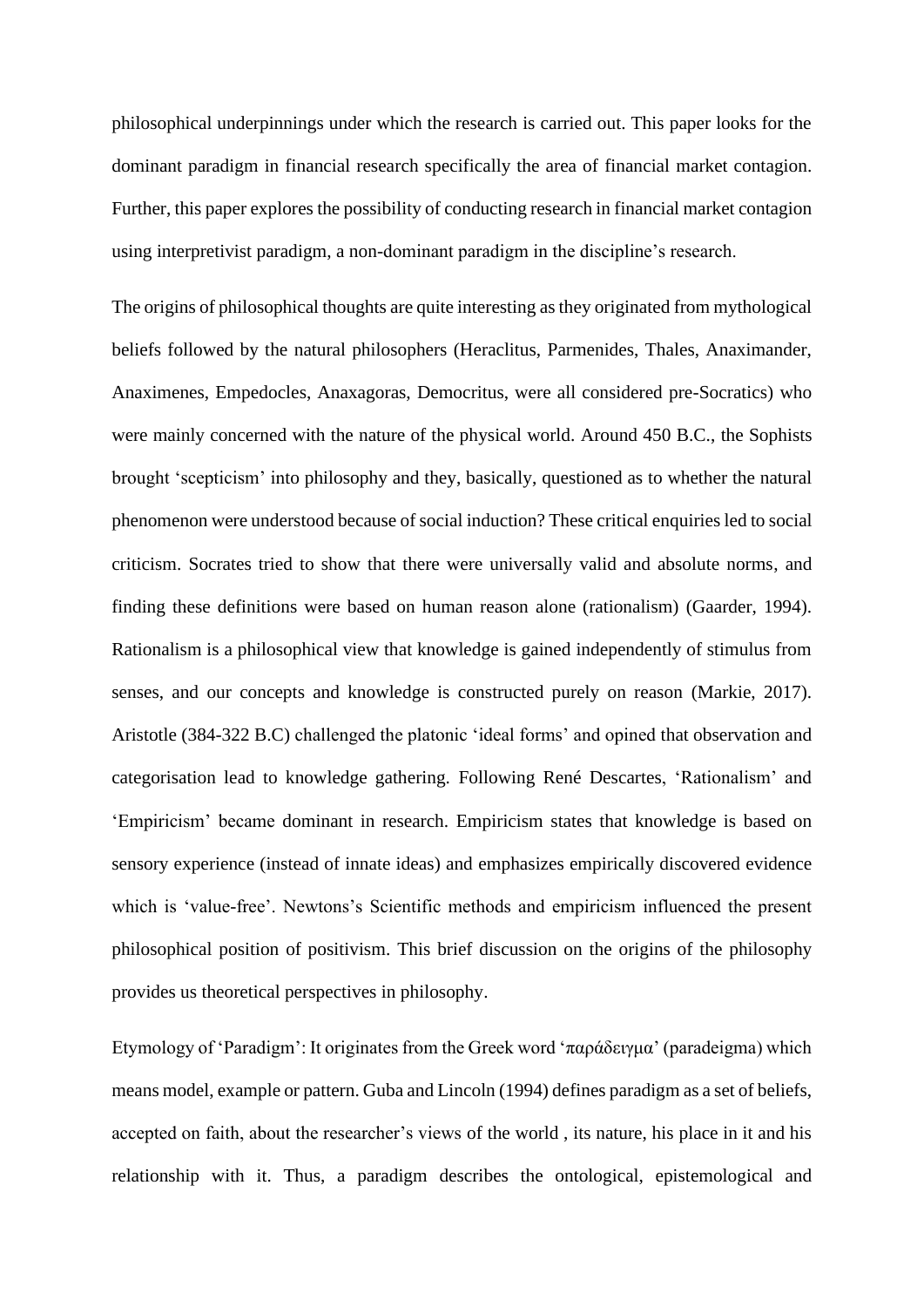philosophical underpinnings under which the research is carried out. This paper looks for the dominant paradigm in financial research specifically the area of financial market contagion. Further, this paper explores the possibility of conducting research in financial market contagion using interpretivist paradigm, a non-dominant paradigm in the discipline's research.

The origins of philosophical thoughts are quite interesting as they originated from mythological beliefs followed by the natural philosophers (Heraclitus, Parmenides, Thales, Anaximander, Anaximenes, Empedocles, Anaxagoras, Democritus, were all considered pre-Socratics) who were mainly concerned with the nature of the physical world. Around 450 B.C., the Sophists brought 'scepticism' into philosophy and they, basically, questioned as to whether the natural phenomenon were understood because of social induction? These critical enquiries led to social criticism. Socrates tried to show that there were universally valid and absolute norms, and finding these definitions were based on human reason alone (rationalism) (Gaarder, 1994). Rationalism is a philosophical view that knowledge is gained independently of stimulus from senses, and our concepts and knowledge is constructed purely on reason (Markie, 2017). Aristotle (384-322 B.C) challenged the platonic 'ideal forms' and opined that observation and categorisation lead to knowledge gathering. Following René Descartes, 'Rationalism' and 'Empiricism' became dominant in research. Empiricism states that knowledge is based on sensory experience (instead of innate ideas) and emphasizes empirically discovered evidence which is 'value-free'. Newtons's Scientific methods and empiricism influenced the present philosophical position of positivism. This brief discussion on the origins of the philosophy provides us theoretical perspectives in philosophy.

Etymology of 'Paradigm': It originates from the Greek word 'παράδειγμα' (paradeigma) which means model, example or pattern. Guba and Lincoln (1994) defines paradigm as a set of beliefs, accepted on faith, about the researcher's views of the world , its nature, his place in it and his relationship with it. Thus, a paradigm describes the ontological, epistemological and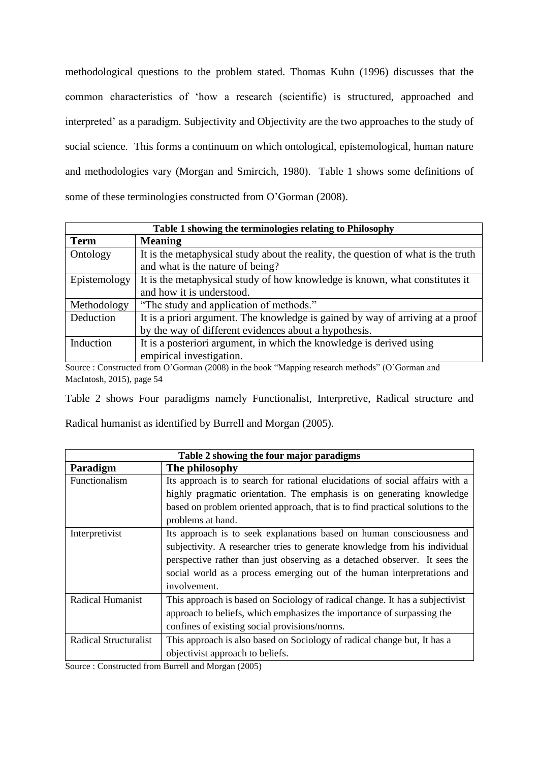methodological questions to the problem stated. Thomas Kuhn (1996) discusses that the common characteristics of 'how a research (scientific) is structured, approached and interpreted' as a paradigm. Subjectivity and Objectivity are the two approaches to the study of social science. This forms a continuum on which ontological, epistemological, human nature and methodologies vary (Morgan and Smircich, 1980). Table 1 shows some definitions of some of these terminologies constructed from O'Gorman (2008).

**Table 1 showing the terminologies relating to Philosophy**

| Term | Meaning |
|---|---|
| Ontology | It is the metaphysical study about the reality, the question of what is the truth and what is the nature of being? |
| Epistemology | It is the metaphysical study of how knowledge is known, what constitutes it and how it is understood. |
| Methodology | "The study and application of methods." |
| Deduction | It is a priori argument. The knowledge is gained by way of arriving at a proof by the way of different evidences about a hypothesis. |
| Induction | It is a posteriori argument, in which the knowledge is derived using empirical investigation. |

Source : Constructed from O'Gorman (2008) in the book "Mapping research methods" (O'Gorman and MacIntosh, 2015), page 54

Table 2 shows Four paradigms namely Functionalist, Interpretive, Radical structure and Radical humanist as identified by Burrell and Morgan (2005).

**Table 2 showing the four major paradigms**

| Paradigm | The philosophy |
|---|---|
| Functionalism | Its approach is to search for rational elucidations of social affairs with a highly pragmatic orientation. The emphasis is on generating knowledge based on problem oriented approach, that is to find practical solutions to the problems at hand. |
| Interpretivist | Its approach is to seek explanations based on human consciousness and subjectivity. A researcher tries to generate knowledge from his individual perspective rather than just observing as a detached observer. It sees the social world as a process emerging out of the human interpretations and involvement. |
| Radical Humanist | This approach is based on Sociology of radical change. It has a subjectivist approach to beliefs, which emphasizes the importance of surpassing the confines of existing social provisions/norms. |
| Radical Structuralist | This approach is also based on Sociology of radical change but, It has a objectivist approach to beliefs. |

Source : Constructed from Burrell and Morgan (2005)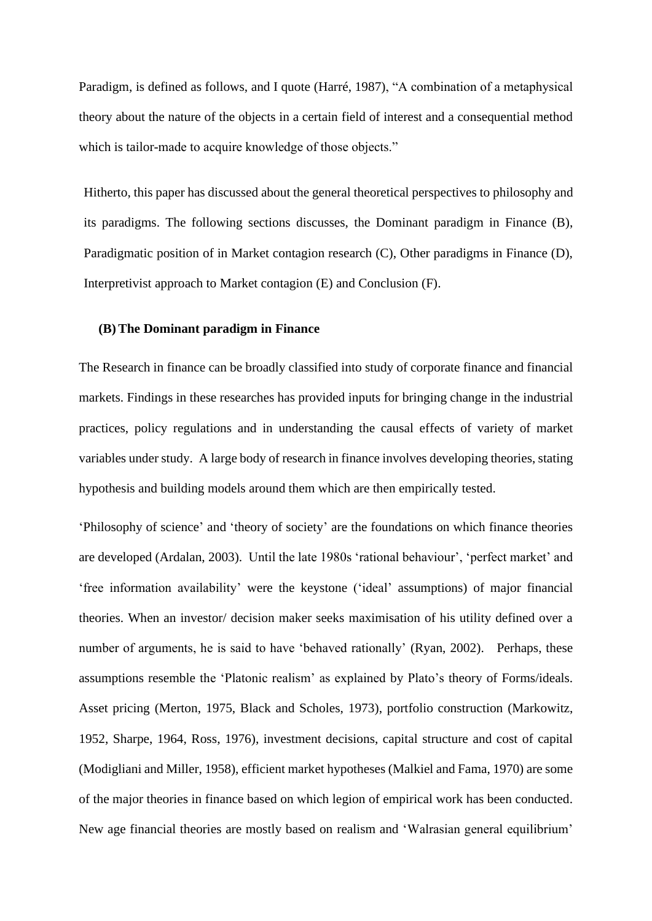Paradigm, is defined as follows, and I quote (Harré, 1987), "A combination of a metaphysical theory about the nature of the objects in a certain field of interest and a consequential method which is tailor-made to acquire knowledge of those objects."

Hitherto, this paper has discussed about the general theoretical perspectives to philosophy and its paradigms. The following sections discusses, the Dominant paradigm in Finance (B), Paradigmatic position of in Market contagion research (C), Other paradigms in Finance (D), Interpretivist approach to Market contagion (E) and Conclusion (F).

### (B) The Dominant paradigm in Finance

The Research in finance can be broadly classified into study of corporate finance and financial markets. Findings in these researches has provided inputs for bringing change in the industrial practices, policy regulations and in understanding the causal effects of variety of market variables under study. A large body of research in finance involves developing theories, stating hypothesis and building models around them which are then empirically tested.

'Philosophy of science' and 'theory of society' are the foundations on which finance theories are developed (Ardalan, 2003). Until the late 1980s 'rational behaviour', 'perfect market' and 'free information availability' were the keystone ('ideal' assumptions) of major financial theories. When an investor/ decision maker seeks maximisation of his utility defined over a number of arguments, he is said to have 'behaved rationally' (Ryan, 2002). Perhaps, these assumptions resemble the 'Platonic realism' as explained by Plato's theory of Forms/ideals. Asset pricing (Merton, 1975, Black and Scholes, 1973), portfolio construction (Markowitz, 1952, Sharpe, 1964, Ross, 1976), investment decisions, capital structure and cost of capital (Modigliani and Miller, 1958), efficient market hypotheses (Malkiel and Fama, 1970) are some of the major theories in finance based on which legion of empirical work has been conducted. New age financial theories are mostly based on realism and 'Walrasian general equilibrium'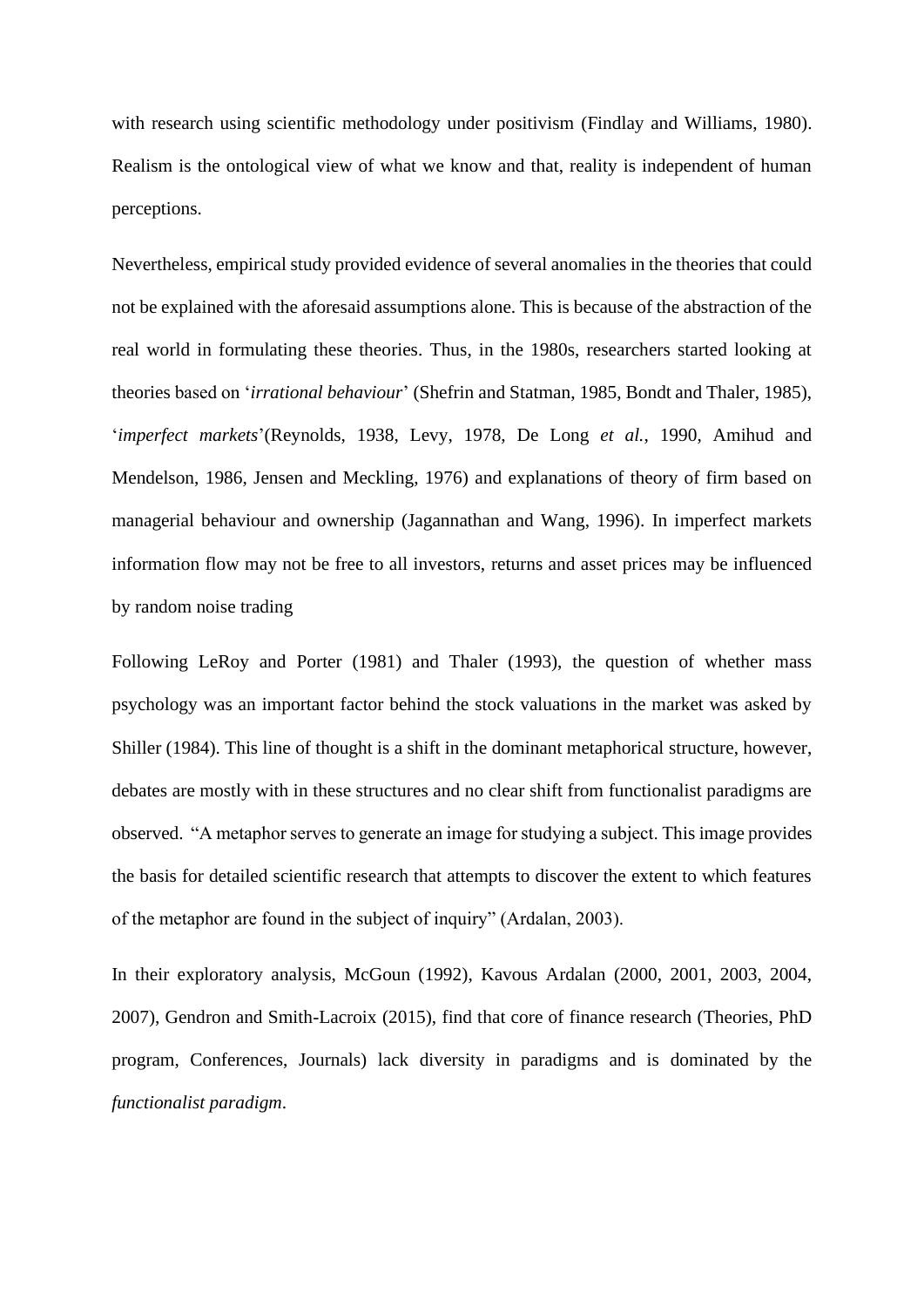with research using scientific methodology under positivism (Findlay and Williams, 1980). Realism is the ontological view of what we know and that, reality is independent of human perceptions.

Nevertheless, empirical study provided evidence of several anomalies in the theories that could not be explained with the aforesaid assumptions alone. This is because of the abstraction of the real world in formulating these theories. Thus, in the 1980s, researchers started looking at theories based on '*irrational behaviour*' (Shefrin and Statman, 1985, Bondt and Thaler, 1985), '*imperfect markets*'(Reynolds, 1938, Levy, 1978, De Long *et al.*, 1990, Amihud and Mendelson, 1986, Jensen and Meckling, 1976) and explanations of theory of firm based on managerial behaviour and ownership (Jagannathan and Wang, 1996). In imperfect markets information flow may not be free to all investors, returns and asset prices may be influenced by random noise trading

Following LeRoy and Porter (1981) and Thaler (1993), the question of whether mass psychology was an important factor behind the stock valuations in the market was asked by Shiller (1984). This line of thought is a shift in the dominant metaphorical structure, however, debates are mostly with in these structures and no clear shift from functionalist paradigms are observed. "A metaphor serves to generate an image for studying a subject. This image provides the basis for detailed scientific research that attempts to discover the extent to which features of the metaphor are found in the subject of inquiry" (Ardalan, 2003).

In their exploratory analysis, McGoun (1992), Kavous Ardalan (2000, 2001, 2003, 2004, 2007), Gendron and Smith-Lacroix (2015), find that core of finance research (Theories, PhD program, Conferences, Journals) lack diversity in paradigms and is dominated by the *functionalist paradigm*.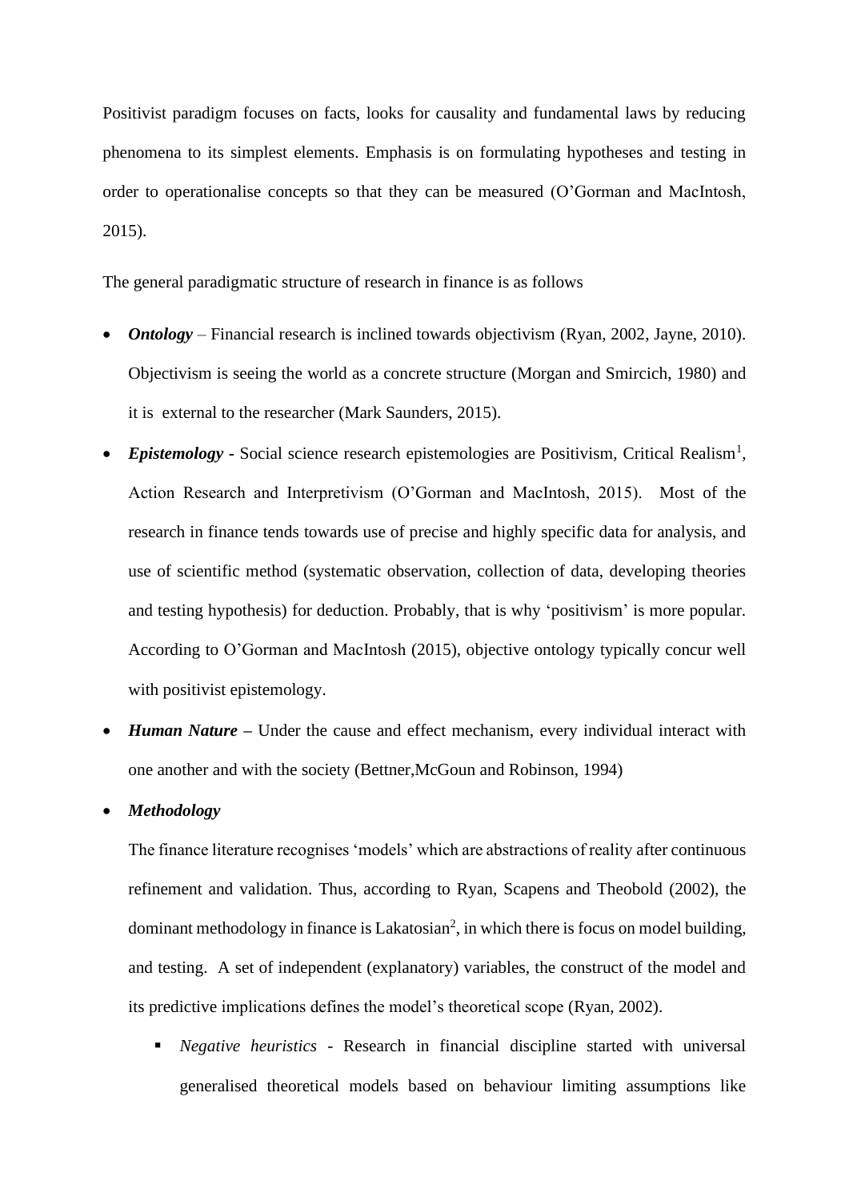Positivist paradigm focuses on facts, looks for causality and fundamental laws by reducing phenomena to its simplest elements. Emphasis is on formulating hypotheses and testing in order to operationalise concepts so that they can be measured (O'Gorman and MacIntosh, 2015).

The general paradigmatic structure of research in finance is as follows

- ***Ontology*** – Financial research is inclined towards objectivism (Ryan, 2002, Jayne, 2010). Objectivism is seeing the world as a concrete structure (Morgan and Smircich, 1980) and it is external to the researcher (Mark Saunders, 2015).
- ***Epistemology*** **-** Social science research epistemologies are Positivism, Critical Realism[1], Action Research and Interpretivism (O'Gorman and MacIntosh, 2015). Most of the research in finance tends towards use of precise and highly specific data for analysis, and use of scientific method (systematic observation, collection of data, developing theories and testing hypothesis) for deduction. Probably, that is why 'positivism' is more popular. According to O'Gorman and MacIntosh (2015), objective ontology typically concur well with positivist epistemology.
- ***Human Nature*** **–** Under the cause and effect mechanism, every individual interact with one another and with the society (Bettner,McGoun and Robinson, 1994)
- ***Methodology***

  The finance literature recognises 'models' which are abstractions of reality after continuous refinement and validation. Thus, according to Ryan, Scapens and Theobold (2002), the dominant methodology in finance is Lakatosian[2], in which there is focus on model building, and testing. A set of independent (explanatory) variables, the construct of the model and its predictive implications defines the model's theoretical scope (Ryan, 2002).

  - *Negative heuristics* - Research in financial discipline started with universal generalised theoretical models based on behaviour limiting assumptions like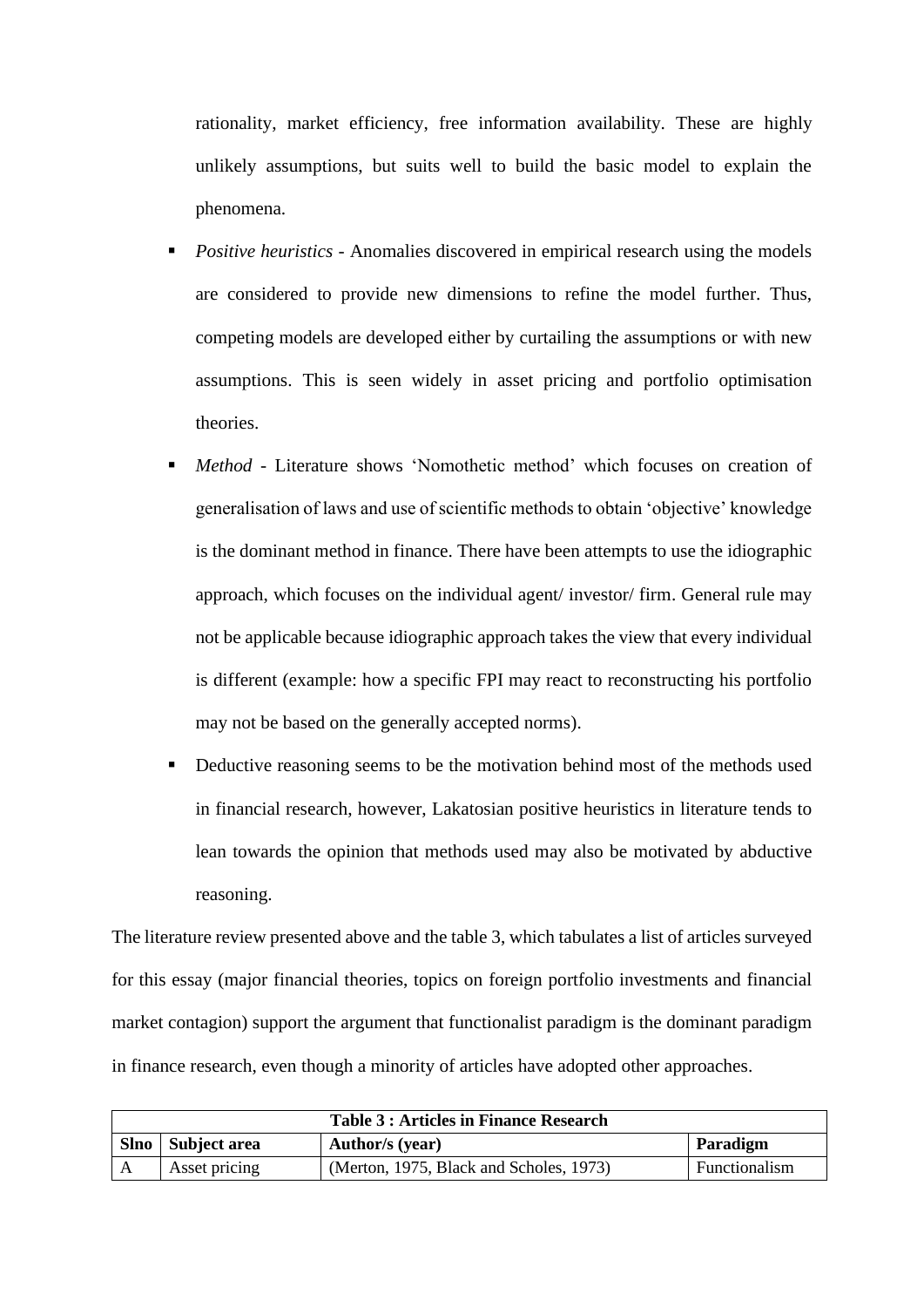rationality, market efficiency, free information availability. These are highly unlikely assumptions, but suits well to build the basic model to explain the phenomena.

- *Positive heuristics* - Anomalies discovered in empirical research using the models are considered to provide new dimensions to refine the model further. Thus, competing models are developed either by curtailing the assumptions or with new assumptions. This is seen widely in asset pricing and portfolio optimisation theories.
- *Method* - Literature shows 'Nomothetic method' which focuses on creation of generalisation of laws and use of scientific methods to obtain 'objective' knowledge is the dominant method in finance. There have been attempts to use the idiographic approach, which focuses on the individual agent/ investor/ firm. General rule may not be applicable because idiographic approach takes the view that every individual is different (example: how a specific FPI may react to reconstructing his portfolio may not be based on the generally accepted norms).
- Deductive reasoning seems to be the motivation behind most of the methods used in financial research, however, Lakatosian positive heuristics in literature tends to lean towards the opinion that methods used may also be motivated by abductive reasoning.

The literature review presented above and the table 3, which tabulates a list of articles surveyed for this essay (major financial theories, topics on foreign portfolio investments and financial market contagion) support the argument that functionalist paradigm is the dominant paradigm in finance research, even though a minority of articles have adopted other approaches.

**Table 3 : Articles in Finance Research**

| Slno | Subject area | Author/s (year) | Paradigm |
|---|---|---|---|
| A | Asset pricing | (Merton, 1975, Black and Scholes, 1973) | Functionalism |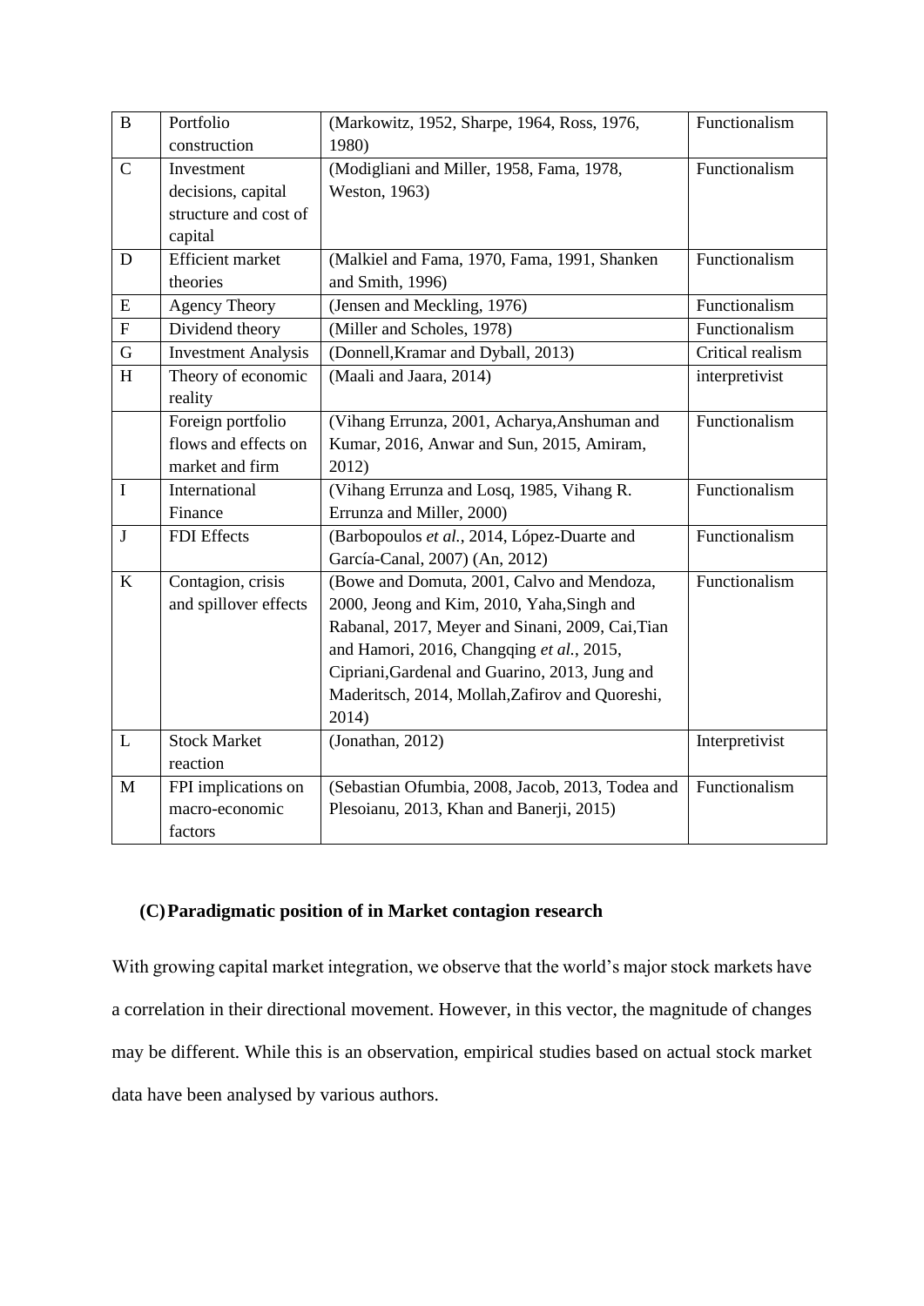| B | Portfolio construction | (Markowitz, 1952, Sharpe, 1964, Ross, 1976, 1980) | Functionalism |
|---|---|---|---|
| C | Investment decisions, capital structure and cost of capital | (Modigliani and Miller, 1958, Fama, 1978, Weston, 1963) | Functionalism |
| D | Efficient market theories | (Malkiel and Fama, 1970, Fama, 1991, Shanken and Smith, 1996) | Functionalism |
| E | Agency Theory | (Jensen and Meckling, 1976) | Functionalism |
| F | Dividend theory | (Miller and Scholes, 1978) | Functionalism |
| G | Investment Analysis | (Donnell,Kramar and Dyball, 2013) | Critical realism |
| H | Theory of economic reality | (Maali and Jaara, 2014) | interpretivist |
| | Foreign portfolio flows and effects on market and firm | (Vihang Errunza, 2001, Acharya,Anshuman and Kumar, 2016, Anwar and Sun, 2015, Amiram, 2012) | Functionalism |
| I | International Finance | (Vihang Errunza and Losq, 1985, Vihang R. Errunza and Miller, 2000) | Functionalism |
| J | FDI Effects | (Barbopoulos *et al.*, 2014, López-Duarte and García-Canal, 2007) (An, 2012) | Functionalism |
| K | Contagion, crisis and spillover effects | (Bowe and Domuta, 2001, Calvo and Mendoza, 2000, Jeong and Kim, 2010, Yaha,Singh and Rabanal, 2017, Meyer and Sinani, 2009, Cai,Tian and Hamori, 2016, Changqing *et al.*, 2015, Cipriani,Gardenal and Guarino, 2013, Jung and Maderitsch, 2014, Mollah,Zafirov and Quoreshi, 2014) | Functionalism |
| L | Stock Market reaction | (Jonathan, 2012) | Interpretivist |
| M | FPI implications on macro-economic factors | (Sebastian Ofumbia, 2008, Jacob, 2013, Todea and Plesoianu, 2013, Khan and Banerji, 2015) | Functionalism |

### (C) Paradigmatic position of in Market contagion research

With growing capital market integration, we observe that the world's major stock markets have a correlation in their directional movement. However, in this vector, the magnitude of changes may be different. While this is an observation, empirical studies based on actual stock market data have been analysed by various authors.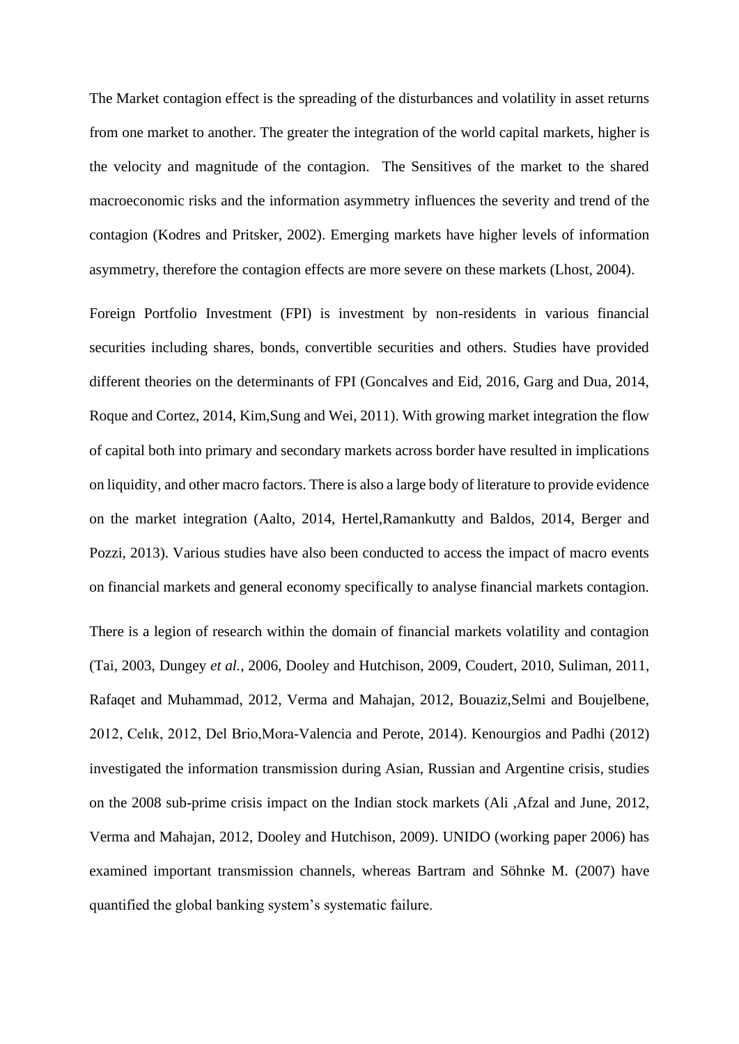The Market contagion effect is the spreading of the disturbances and volatility in asset returns from one market to another. The greater the integration of the world capital markets, higher is the velocity and magnitude of the contagion. The Sensitives of the market to the shared macroeconomic risks and the information asymmetry influences the severity and trend of the contagion (Kodres and Pritsker, 2002). Emerging markets have higher levels of information asymmetry, therefore the contagion effects are more severe on these markets (Lhost, 2004).

Foreign Portfolio Investment (FPI) is investment by non-residents in various financial securities including shares, bonds, convertible securities and others. Studies have provided different theories on the determinants of FPI (Goncalves and Eid, 2016, Garg and Dua, 2014, Roque and Cortez, 2014, Kim,Sung and Wei, 2011). With growing market integration the flow of capital both into primary and secondary markets across border have resulted in implications on liquidity, and other macro factors. There is also a large body of literature to provide evidence on the market integration (Aalto, 2014, Hertel,Ramankutty and Baldos, 2014, Berger and Pozzi, 2013). Various studies have also been conducted to access the impact of macro events on financial markets and general economy specifically to analyse financial markets contagion.

There is a legion of research within the domain of financial markets volatility and contagion (Tai, 2003, Dungey *et al.*, 2006, Dooley and Hutchison, 2009, Coudert, 2010, Suliman, 2011, Rafaqet and Muhammad, 2012, Verma and Mahajan, 2012, Bouaziz,Selmi and Boujelbene, 2012, Celık, 2012, Del Brio,Mora-Valencia and Perote, 2014). Kenourgios and Padhi (2012) investigated the information transmission during Asian, Russian and Argentine crisis, studies on the 2008 sub-prime crisis impact on the Indian stock markets (Ali ,Afzal and June, 2012, Verma and Mahajan, 2012, Dooley and Hutchison, 2009). UNIDO (working paper 2006) has examined important transmission channels, whereas Bartram and Söhnke M. (2007) have quantified the global banking system's systematic failure.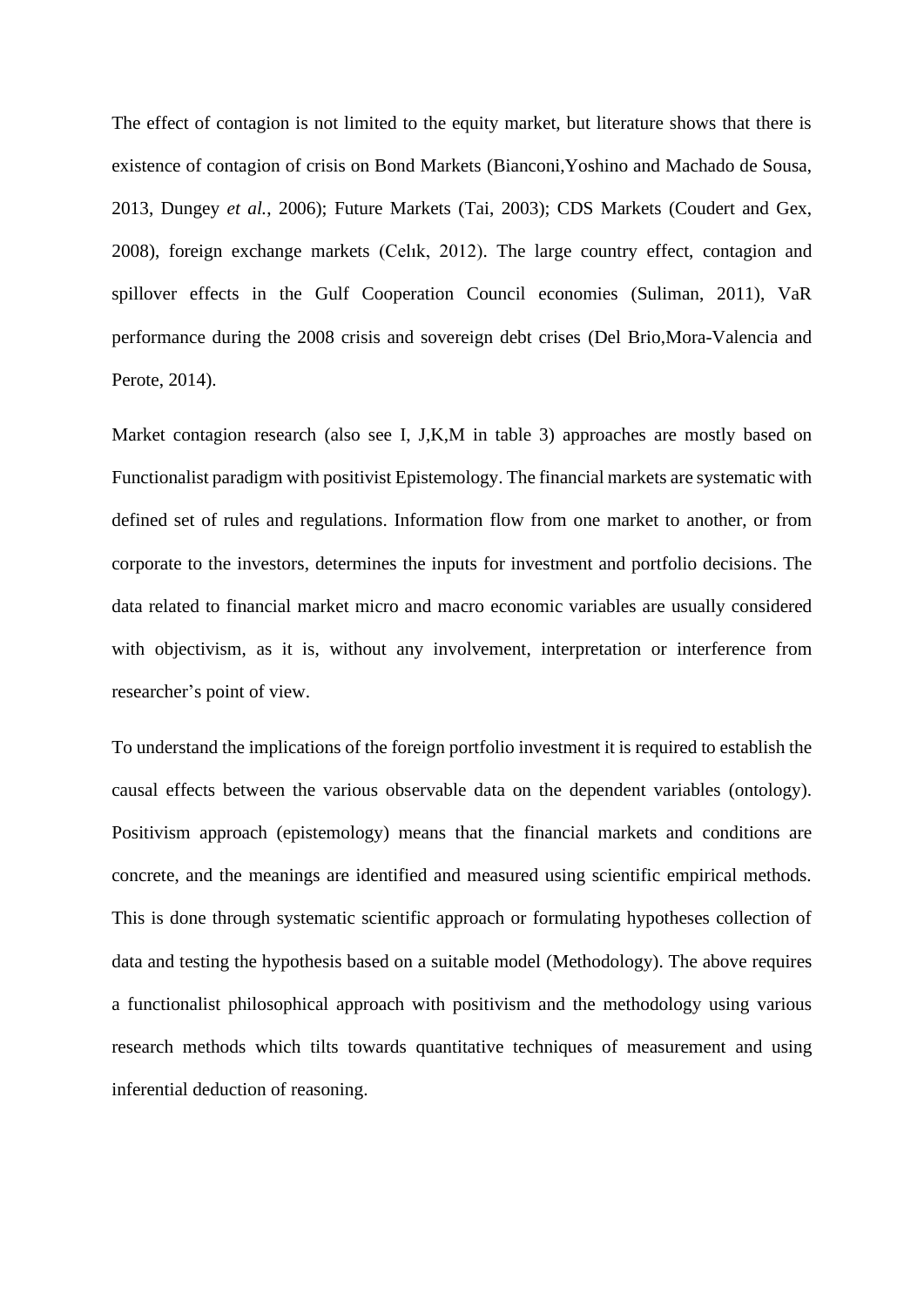The effect of contagion is not limited to the equity market, but literature shows that there is existence of contagion of crisis on Bond Markets (Bianconi,Yoshino and Machado de Sousa, 2013, Dungey *et al.*, 2006); Future Markets (Tai, 2003); CDS Markets (Coudert and Gex, 2008), foreign exchange markets (Celık, 2012). The large country effect, contagion and spillover effects in the Gulf Cooperation Council economies (Suliman, 2011), VaR performance during the 2008 crisis and sovereign debt crises (Del Brio,Mora-Valencia and Perote, 2014).

Market contagion research (also see I, J,K,M in table 3) approaches are mostly based on Functionalist paradigm with positivist Epistemology. The financial markets are systematic with defined set of rules and regulations. Information flow from one market to another, or from corporate to the investors, determines the inputs for investment and portfolio decisions. The data related to financial market micro and macro economic variables are usually considered with objectivism, as it is, without any involvement, interpretation or interference from researcher's point of view.

To understand the implications of the foreign portfolio investment it is required to establish the causal effects between the various observable data on the dependent variables (ontology). Positivism approach (epistemology) means that the financial markets and conditions are concrete, and the meanings are identified and measured using scientific empirical methods. This is done through systematic scientific approach or formulating hypotheses collection of data and testing the hypothesis based on a suitable model (Methodology). The above requires a functionalist philosophical approach with positivism and the methodology using various research methods which tilts towards quantitative techniques of measurement and using inferential deduction of reasoning.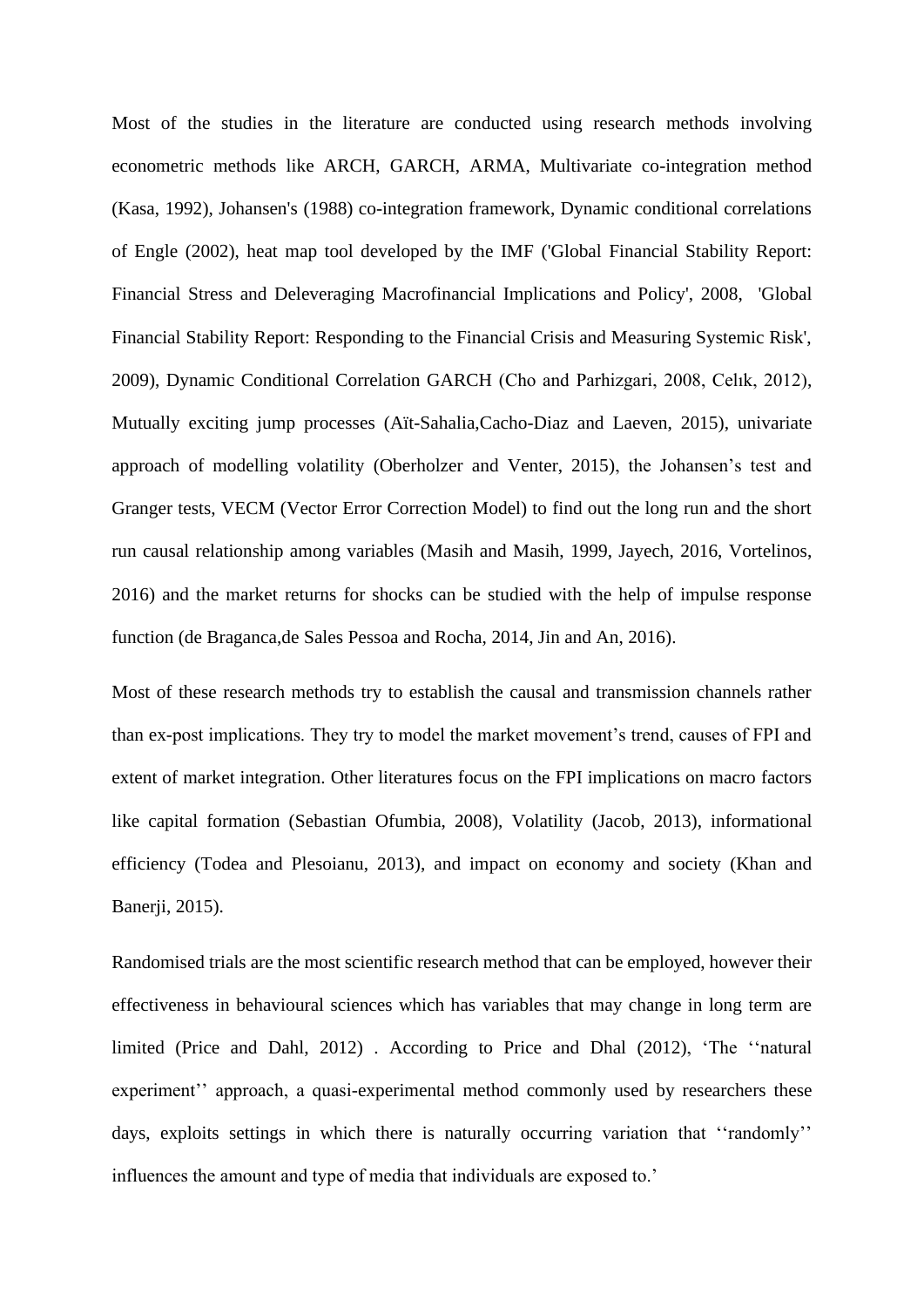Most of the studies in the literature are conducted using research methods involving econometric methods like ARCH, GARCH, ARMA, Multivariate co-integration method (Kasa, 1992), Johansen's (1988) co-integration framework, Dynamic conditional correlations of Engle (2002), heat map tool developed by the IMF ('Global Financial Stability Report: Financial Stress and Deleveraging Macrofinancial Implications and Policy', 2008, 'Global Financial Stability Report: Responding to the Financial Crisis and Measuring Systemic Risk', 2009), Dynamic Conditional Correlation GARCH (Cho and Parhizgari, 2008, Celık, 2012), Mutually exciting jump processes (Aït-Sahalia,Cacho-Diaz and Laeven, 2015), univariate approach of modelling volatility (Oberholzer and Venter, 2015), the Johansen's test and Granger tests, VECM (Vector Error Correction Model) to find out the long run and the short run causal relationship among variables (Masih and Masih, 1999, Jayech, 2016, Vortelinos, 2016) and the market returns for shocks can be studied with the help of impulse response function (de Braganca,de Sales Pessoa and Rocha, 2014, Jin and An, 2016).

Most of these research methods try to establish the causal and transmission channels rather than ex-post implications. They try to model the market movement's trend, causes of FPI and extent of market integration. Other literatures focus on the FPI implications on macro factors like capital formation (Sebastian Ofumbia, 2008), Volatility (Jacob, 2013), informational efficiency (Todea and Plesoianu, 2013), and impact on economy and society (Khan and Banerji, 2015).

Randomised trials are the most scientific research method that can be employed, however their effectiveness in behavioural sciences which has variables that may change in long term are limited (Price and Dahl, 2012) . According to Price and Dhal (2012), 'The ''natural experiment'' approach, a quasi-experimental method commonly used by researchers these days, exploits settings in which there is naturally occurring variation that ''randomly'' influences the amount and type of media that individuals are exposed to.'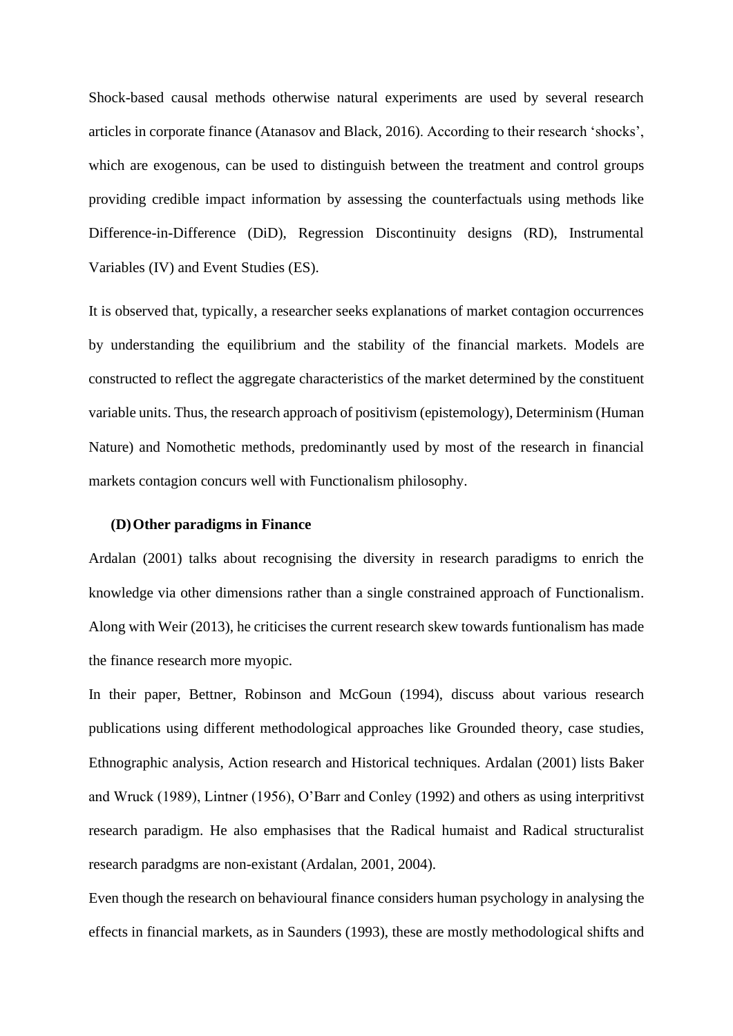Shock-based causal methods otherwise natural experiments are used by several research articles in corporate finance (Atanasov and Black, 2016). According to their research 'shocks', which are exogenous, can be used to distinguish between the treatment and control groups providing credible impact information by assessing the counterfactuals using methods like Difference-in-Difference (DiD), Regression Discontinuity designs (RD), Instrumental Variables (IV) and Event Studies (ES).

It is observed that, typically, a researcher seeks explanations of market contagion occurrences by understanding the equilibrium and the stability of the financial markets. Models are constructed to reflect the aggregate characteristics of the market determined by the constituent variable units. Thus, the research approach of positivism (epistemology), Determinism (Human Nature) and Nomothetic methods, predominantly used by most of the research in financial markets contagion concurs well with Functionalism philosophy.

### (D) Other paradigms in Finance

Ardalan (2001) talks about recognising the diversity in research paradigms to enrich the knowledge via other dimensions rather than a single constrained approach of Functionalism. Along with Weir (2013), he criticises the current research skew towards funtionalism has made the finance research more myopic.

In their paper, Bettner, Robinson and McGoun (1994), discuss about various research publications using different methodological approaches like Grounded theory, case studies, Ethnographic analysis, Action research and Historical techniques. Ardalan (2001) lists Baker and Wruck (1989), Lintner (1956), O'Barr and Conley (1992) and others as using interpritivst research paradigm. He also emphasises that the Radical humaist and Radical structuralist research paradgms are non-existant (Ardalan, 2001, 2004).

Even though the research on behavioural finance considers human psychology in analysing the effects in financial markets, as in Saunders (1993), these are mostly methodological shifts and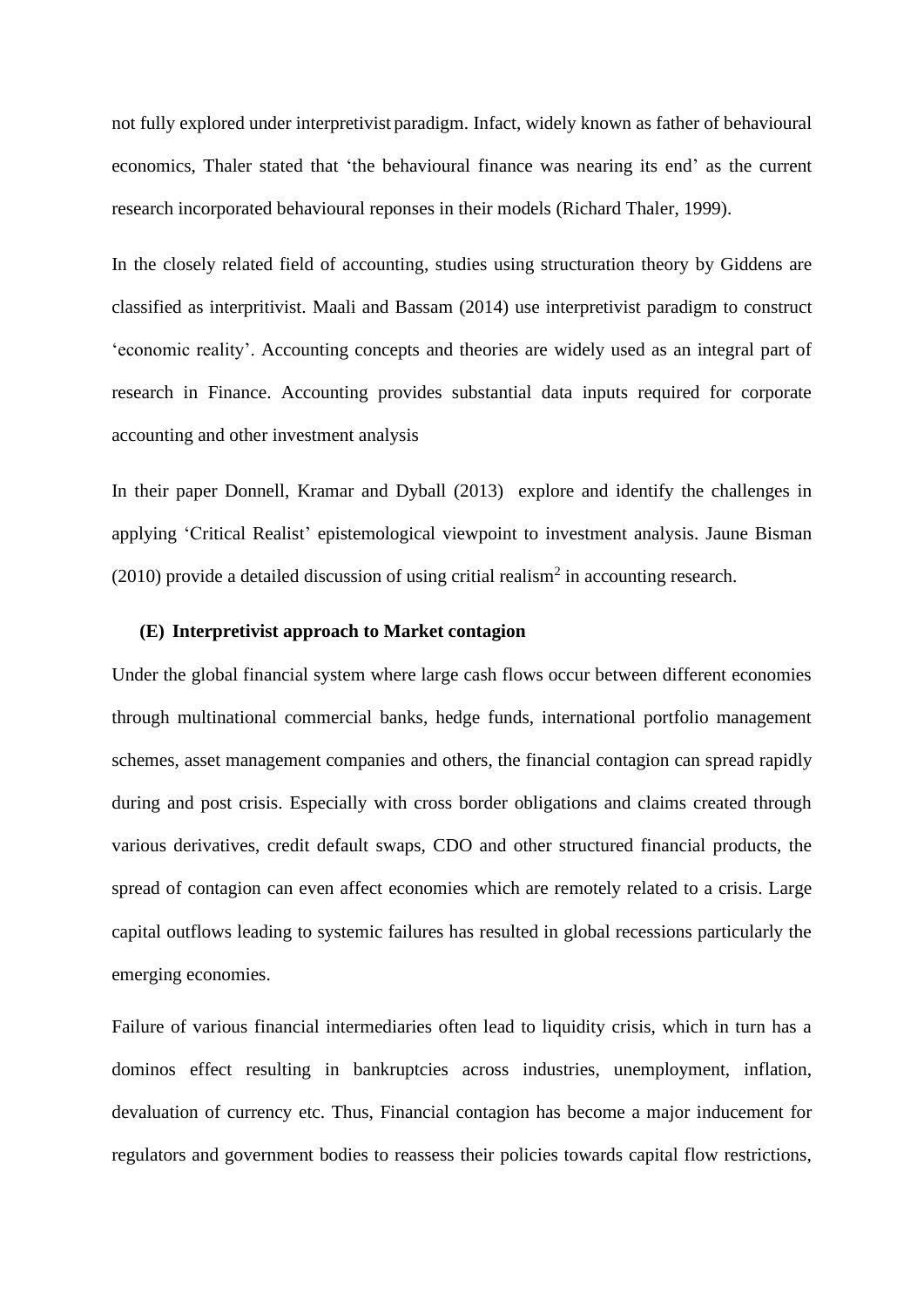not fully explored under interpretivist paradigm. Infact, widely known as father of behavioural economics, Thaler stated that 'the behavioural finance was nearing its end' as the current research incorporated behavioural reponses in their models (Richard Thaler, 1999).

In the closely related field of accounting, studies using structuration theory by Giddens are classified as interpritivist. Maali and Bassam (2014) use interpretivist paradigm to construct 'economic reality'. Accounting concepts and theories are widely used as an integral part of research in Finance. Accounting provides substantial data inputs required for corporate accounting and other investment analysis

In their paper Donnell, Kramar and Dyball (2013) explore and identify the challenges in applying 'Critical Realist' epistemological viewpoint to investment analysis. Jaune Bisman (2010) provide a detailed discussion of using critial realism[2] in accounting research.

**(E) Interpretivist approach to Market contagion**

Under the global financial system where large cash flows occur between different economies through multinational commercial banks, hedge funds, international portfolio management schemes, asset management companies and others, the financial contagion can spread rapidly during and post crisis. Especially with cross border obligations and claims created through various derivatives, credit default swaps, CDO and other structured financial products, the spread of contagion can even affect economies which are remotely related to a crisis. Large capital outflows leading to systemic failures has resulted in global recessions particularly the emerging economies.

Failure of various financial intermediaries often lead to liquidity crisis, which in turn has a dominos effect resulting in bankruptcies across industries, unemployment, inflation, devaluation of currency etc. Thus, Financial contagion has become a major inducement for regulators and government bodies to reassess their policies towards capital flow restrictions,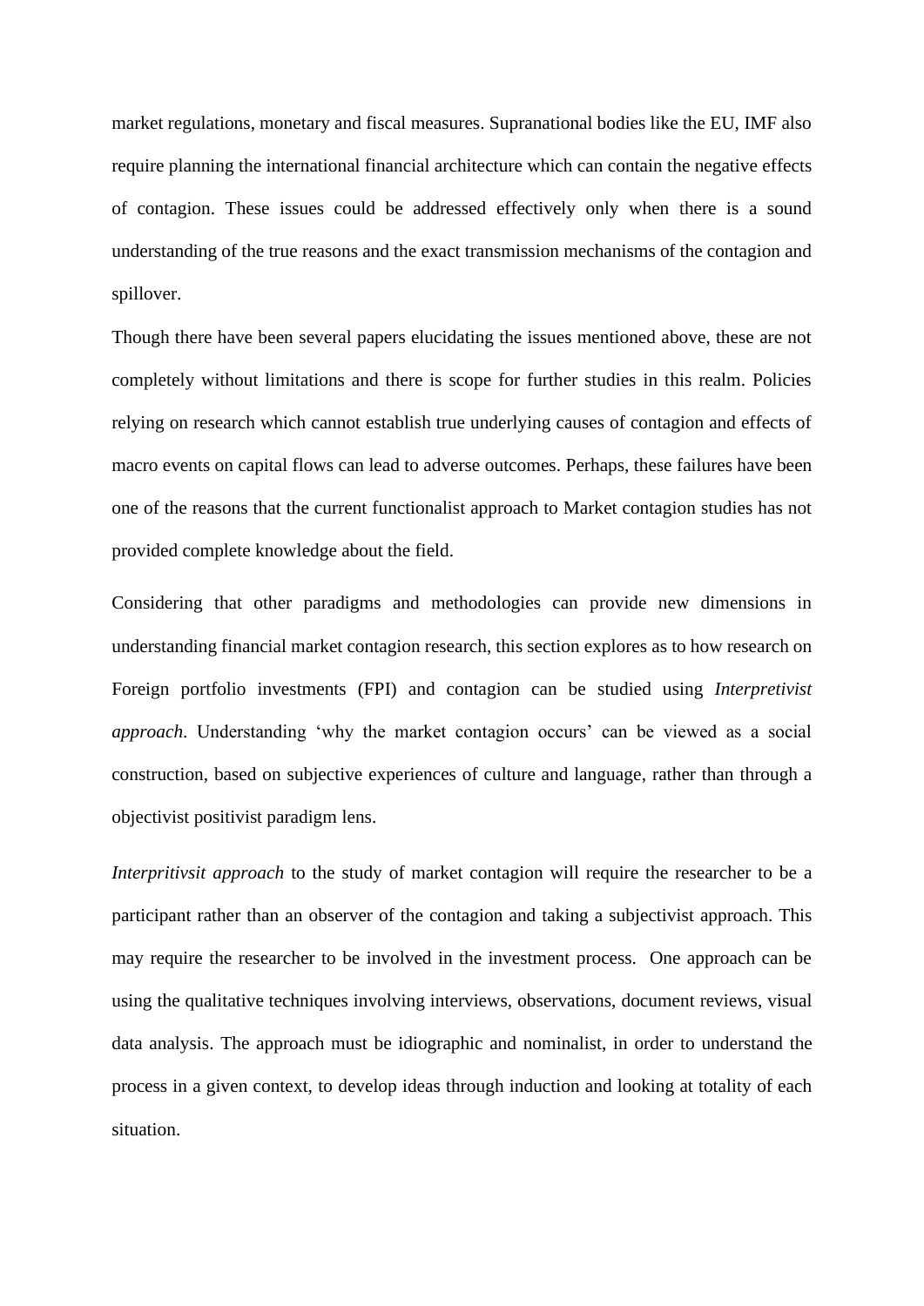market regulations, monetary and fiscal measures. Supranational bodies like the EU, IMF also require planning the international financial architecture which can contain the negative effects of contagion. These issues could be addressed effectively only when there is a sound understanding of the true reasons and the exact transmission mechanisms of the contagion and spillover.

Though there have been several papers elucidating the issues mentioned above, these are not completely without limitations and there is scope for further studies in this realm. Policies relying on research which cannot establish true underlying causes of contagion and effects of macro events on capital flows can lead to adverse outcomes. Perhaps, these failures have been one of the reasons that the current functionalist approach to Market contagion studies has not provided complete knowledge about the field.

Considering that other paradigms and methodologies can provide new dimensions in understanding financial market contagion research, this section explores as to how research on Foreign portfolio investments (FPI) and contagion can be studied using *Interpretivist approach*. Understanding 'why the market contagion occurs' can be viewed as a social construction, based on subjective experiences of culture and language, rather than through a objectivist positivist paradigm lens.

*Interpritivsit approach* to the study of market contagion will require the researcher to be a participant rather than an observer of the contagion and taking a subjectivist approach. This may require the researcher to be involved in the investment process. One approach can be using the qualitative techniques involving interviews, observations, document reviews, visual data analysis. The approach must be idiographic and nominalist, in order to understand the process in a given context, to develop ideas through induction and looking at totality of each situation.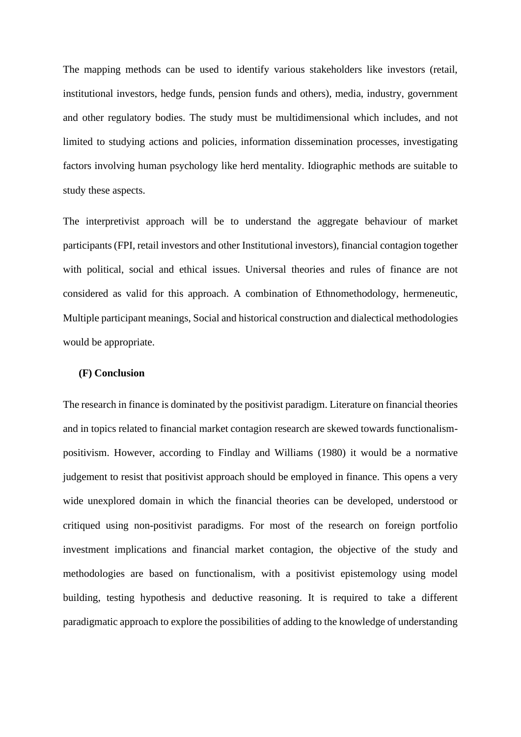The mapping methods can be used to identify various stakeholders like investors (retail, institutional investors, hedge funds, pension funds and others), media, industry, government and other regulatory bodies. The study must be multidimensional which includes, and not limited to studying actions and policies, information dissemination processes, investigating factors involving human psychology like herd mentality. Idiographic methods are suitable to study these aspects.

The interpretivist approach will be to understand the aggregate behaviour of market participants (FPI, retail investors and other Institutional investors), financial contagion together with political, social and ethical issues. Universal theories and rules of finance are not considered as valid for this approach. A combination of Ethnomethodology, hermeneutic, Multiple participant meanings, Social and historical construction and dialectical methodologies would be appropriate.

### (F) Conclusion

The research in finance is dominated by the positivist paradigm. Literature on financial theories and in topics related to financial market contagion research are skewed towards functionalism-positivism. However, according to Findlay and Williams (1980) it would be a normative judgement to resist that positivist approach should be employed in finance. This opens a very wide unexplored domain in which the financial theories can be developed, understood or critiqued using non-positivist paradigms. For most of the research on foreign portfolio investment implications and financial market contagion, the objective of the study and methodologies are based on functionalism, with a positivist epistemology using model building, testing hypothesis and deductive reasoning. It is required to take a different paradigmatic approach to explore the possibilities of adding to the knowledge of understanding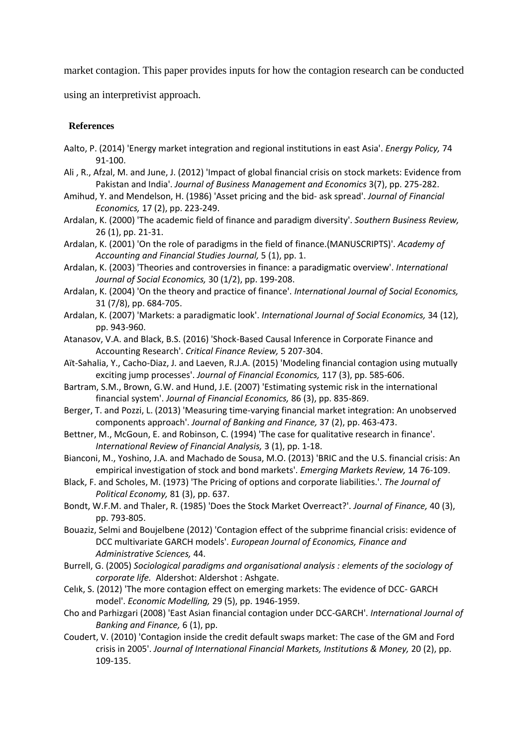market contagion. This paper provides inputs for how the contagion research can be conducted using an interpretivist approach.

## References

Aalto, P. (2014) 'Energy market integration and regional institutions in east Asia'. *Energy Policy,* 74 91-100.

Ali , R., Afzal, M. and June, J. (2012) 'Impact of global financial crisis on stock markets: Evidence from Pakistan and India'. *Journal of Business Management and Economics* 3(7), pp. 275-282.

Amihud, Y. and Mendelson, H. (1986) 'Asset pricing and the bid- ask spread'. *Journal of Financial Economics,* 17 (2), pp. 223-249.

Ardalan, K. (2000) 'The academic field of finance and paradigm diversity'. *Southern Business Review,* 26 (1), pp. 21-31.

Ardalan, K. (2001) 'On the role of paradigms in the field of finance.(MANUSCRIPTS)'. *Academy of Accounting and Financial Studies Journal,* 5 (1), pp. 1.

Ardalan, K. (2003) 'Theories and controversies in finance: a paradigmatic overview'. *International Journal of Social Economics,* 30 (1/2), pp. 199-208.

Ardalan, K. (2004) 'On the theory and practice of finance'. *International Journal of Social Economics,* 31 (7/8), pp. 684-705.

Ardalan, K. (2007) 'Markets: a paradigmatic look'. *International Journal of Social Economics,* 34 (12), pp. 943-960.

Atanasov, V.A. and Black, B.S. (2016) 'Shock-Based Causal Inference in Corporate Finance and Accounting Research'. *Critical Finance Review,* 5 207-304.

Aït-Sahalia, Y., Cacho-Diaz, J. and Laeven, R.J.A. (2015) 'Modeling financial contagion using mutually exciting jump processes'. *Journal of Financial Economics,* 117 (3), pp. 585-606.

Bartram, S.M., Brown, G.W. and Hund, J.E. (2007) 'Estimating systemic risk in the international financial system'. *Journal of Financial Economics,* 86 (3), pp. 835-869.

Berger, T. and Pozzi, L. (2013) 'Measuring time-varying financial market integration: An unobserved components approach'. *Journal of Banking and Finance,* 37 (2), pp. 463-473.

Bettner, M., McGoun, E. and Robinson, C. (1994) 'The case for qualitative research in finance'. *International Review of Financial Analysis,* 3 (1), pp. 1-18.

Bianconi, M., Yoshino, J.A. and Machado de Sousa, M.O. (2013) 'BRIC and the U.S. financial crisis: An empirical investigation of stock and bond markets'. *Emerging Markets Review,* 14 76-109.

Black, F. and Scholes, M. (1973) 'The Pricing of options and corporate liabilities.'. *The Journal of Political Economy,* 81 (3), pp. 637.

Bondt, W.F.M. and Thaler, R. (1985) 'Does the Stock Market Overreact?'. *Journal of Finance,* 40 (3), pp. 793-805.

Bouaziz, Selmi and Boujelbene (2012) 'Contagion effect of the subprime financial crisis: evidence of DCC multivariate GARCH models'. *European Journal of Economics, Finance and Administrative Sciences,* 44.

Burrell, G. (2005) *Sociological paradigms and organisational analysis : elements of the sociology of corporate life.* Aldershot: Aldershot : Ashgate.

Celık, S. (2012) 'The more contagion effect on emerging markets: The evidence of DCC- GARCH model'. *Economic Modelling,* 29 (5), pp. 1946-1959.

Cho and Parhizgari (2008) 'East Asian financial contagion under DCC-GARCH'. *International Journal of Banking and Finance,* 6 (1), pp.

Coudert, V. (2010) 'Contagion inside the credit default swaps market: The case of the GM and Ford crisis in 2005'. *Journal of International Financial Markets, Institutions & Money,* 20 (2), pp. 109-135.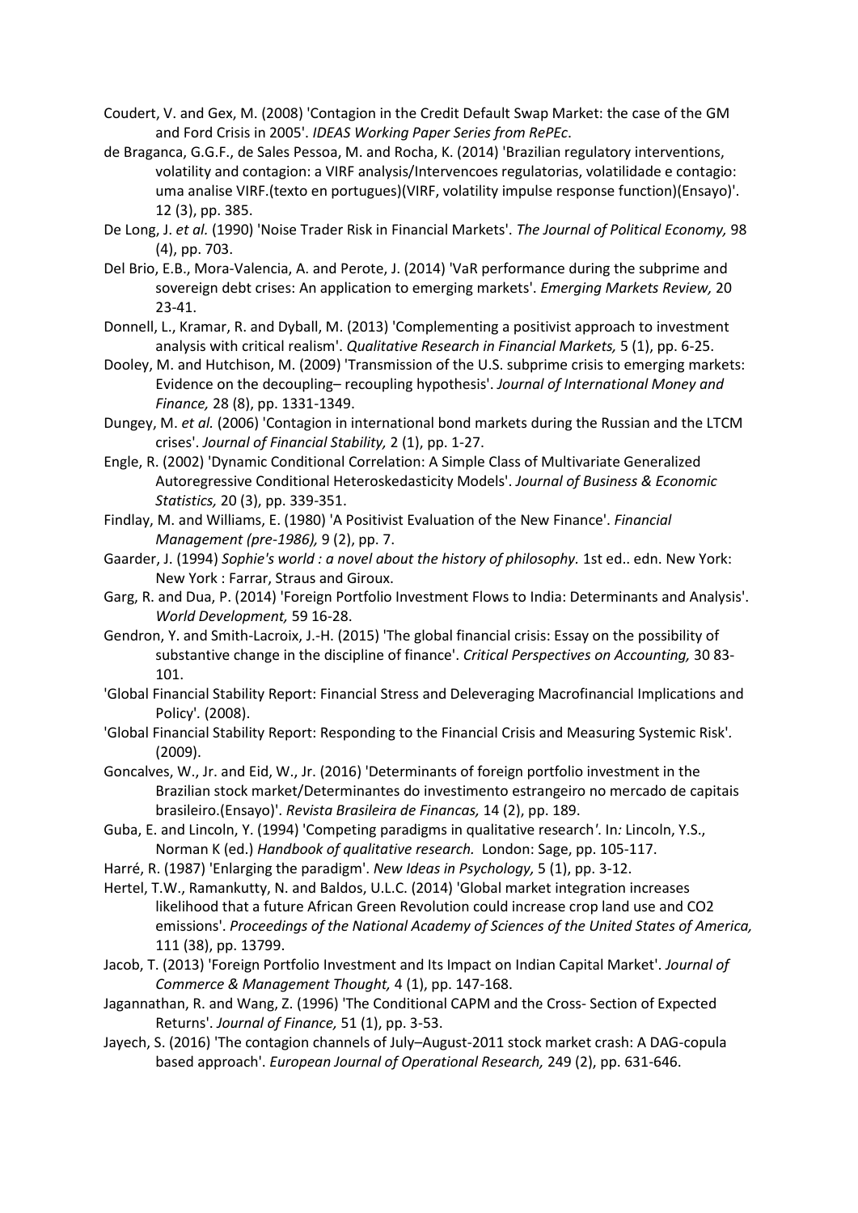Coudert, V. and Gex, M. (2008) 'Contagion in the Credit Default Swap Market: the case of the GM and Ford Crisis in 2005'. *IDEAS Working Paper Series from RePEc*.

de Braganca, G.G.F., de Sales Pessoa, M. and Rocha, K. (2014) 'Brazilian regulatory interventions, volatility and contagion: a VIRF analysis/Intervencoes regulatorias, volatilidade e contagio: uma analise VIRF.(texto en portugues)(VIRF, volatility impulse response function)(Ensayo)'. 12 (3), pp. 385.

De Long, J. *et al.* (1990) 'Noise Trader Risk in Financial Markets'. *The Journal of Political Economy,* 98 (4), pp. 703.

Del Brio, E.B., Mora-Valencia, A. and Perote, J. (2014) 'VaR performance during the subprime and sovereign debt crises: An application to emerging markets'. *Emerging Markets Review,* 20 23-41.

Donnell, L., Kramar, R. and Dyball, M. (2013) 'Complementing a positivist approach to investment analysis with critical realism'. *Qualitative Research in Financial Markets,* 5 (1), pp. 6-25.

Dooley, M. and Hutchison, M. (2009) 'Transmission of the U.S. subprime crisis to emerging markets: Evidence on the decoupling– recoupling hypothesis'. *Journal of International Money and Finance,* 28 (8), pp. 1331-1349.

Dungey, M. *et al.* (2006) 'Contagion in international bond markets during the Russian and the LTCM crises'. *Journal of Financial Stability,* 2 (1), pp. 1-27.

Engle, R. (2002) 'Dynamic Conditional Correlation: A Simple Class of Multivariate Generalized Autoregressive Conditional Heteroskedasticity Models'. *Journal of Business & Economic Statistics,* 20 (3), pp. 339-351.

Findlay, M. and Williams, E. (1980) 'A Positivist Evaluation of the New Finance'. *Financial Management (pre-1986),* 9 (2), pp. 7.

Gaarder, J. (1994) *Sophie's world : a novel about the history of philosophy.* 1st ed.. edn. New York: New York : Farrar, Straus and Giroux.

Garg, R. and Dua, P. (2014) 'Foreign Portfolio Investment Flows to India: Determinants and Analysis'. *World Development,* 59 16-28.

Gendron, Y. and Smith-Lacroix, J.-H. (2015) 'The global financial crisis: Essay on the possibility of substantive change in the discipline of finance'. *Critical Perspectives on Accounting,* 30 83-101.

'Global Financial Stability Report: Financial Stress and Deleveraging Macrofinancial Implications and Policy'. (2008).

'Global Financial Stability Report: Responding to the Financial Crisis and Measuring Systemic Risk'. (2009).

Goncalves, W., Jr. and Eid, W., Jr. (2016) 'Determinants of foreign portfolio investment in the Brazilian stock market/Determinantes do investimento estrangeiro no mercado de capitais brasileiro.(Ensayo)'. *Revista Brasileira de Financas,* 14 (2), pp. 189.

Guba, E. and Lincoln, Y. (1994) 'Competing paradigms in qualitative research*'*. In*:* Lincoln, Y.S., Norman K (ed.) *Handbook of qualitative research.* London: Sage, pp. 105-117.

Harré, R. (1987) 'Enlarging the paradigm'. *New Ideas in Psychology,* 5 (1), pp. 3-12.

Hertel, T.W., Ramankutty, N. and Baldos, U.L.C. (2014) 'Global market integration increases likelihood that a future African Green Revolution could increase crop land use and CO2 emissions'. *Proceedings of the National Academy of Sciences of the United States of America,* 111 (38), pp. 13799.

Jacob, T. (2013) 'Foreign Portfolio Investment and Its Impact on Indian Capital Market'. *Journal of Commerce & Management Thought,* 4 (1), pp. 147-168.

Jagannathan, R. and Wang, Z. (1996) 'The Conditional CAPM and the Cross- Section of Expected Returns'. *Journal of Finance,* 51 (1), pp. 3-53.

Jayech, S. (2016) 'The contagion channels of July–August-2011 stock market crash: A DAG-copula based approach'. *European Journal of Operational Research,* 249 (2), pp. 631-646.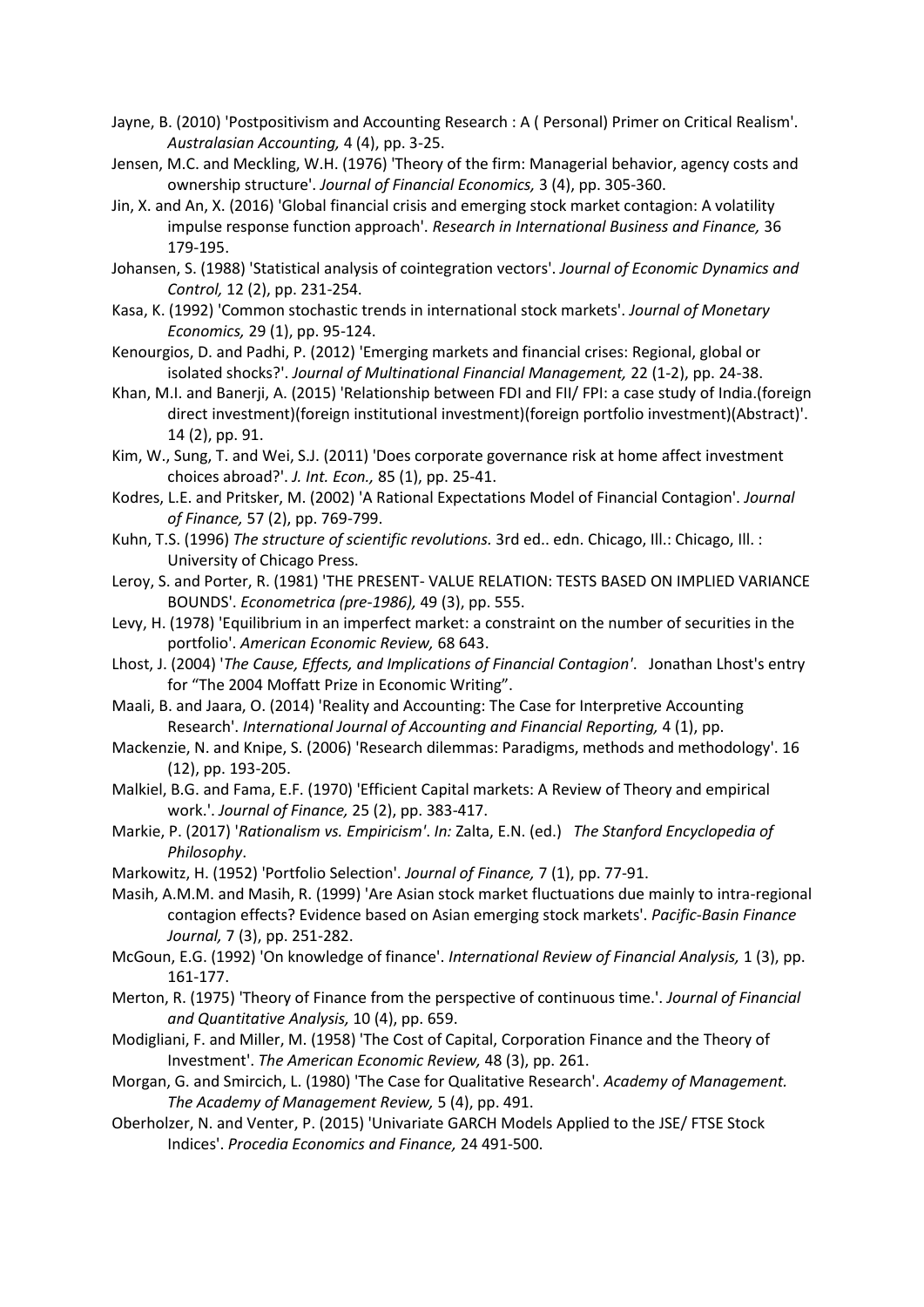Jayne, B. (2010) 'Postpositivism and Accounting Research : A ( Personal) Primer on Critical Realism'. *Australasian Accounting,* 4 (4), pp. 3-25.

Jensen, M.C. and Meckling, W.H. (1976) 'Theory of the firm: Managerial behavior, agency costs and ownership structure'. *Journal of Financial Economics,* 3 (4), pp. 305-360.

Jin, X. and An, X. (2016) 'Global financial crisis and emerging stock market contagion: A volatility impulse response function approach'. *Research in International Business and Finance,* 36 179-195.

Johansen, S. (1988) 'Statistical analysis of cointegration vectors'. *Journal of Economic Dynamics and Control,* 12 (2), pp. 231-254.

Kasa, K. (1992) 'Common stochastic trends in international stock markets'. *Journal of Monetary Economics,* 29 (1), pp. 95-124.

Kenourgios, D. and Padhi, P. (2012) 'Emerging markets and financial crises: Regional, global or isolated shocks?'. *Journal of Multinational Financial Management,* 22 (1-2), pp. 24-38.

Khan, M.I. and Banerji, A. (2015) 'Relationship between FDI and FII/ FPI: a case study of India.(foreign direct investment)(foreign institutional investment)(foreign portfolio investment)(Abstract)'. 14 (2), pp. 91.

Kim, W., Sung, T. and Wei, S.J. (2011) 'Does corporate governance risk at home affect investment choices abroad?'. *J. Int. Econ.,* 85 (1), pp. 25-41.

Kodres, L.E. and Pritsker, M. (2002) 'A Rational Expectations Model of Financial Contagion'. *Journal of Finance,* 57 (2), pp. 769-799.

Kuhn, T.S. (1996) *The structure of scientific revolutions.* 3rd ed.. edn. Chicago, Ill.: Chicago, Ill. : University of Chicago Press.

Leroy, S. and Porter, R. (1981) 'THE PRESENT- VALUE RELATION: TESTS BASED ON IMPLIED VARIANCE BOUNDS'. *Econometrica (pre-1986),* 49 (3), pp. 555.

Levy, H. (1978) 'Equilibrium in an imperfect market: a constraint on the number of securities in the portfolio'. *American Economic Review,* 68 643.

Lhost, J. (2004) '*The Cause, Effects, and Implications of Financial Contagion'*. Jonathan Lhost's entry for "The 2004 Moffatt Prize in Economic Writing".

Maali, B. and Jaara, O. (2014) 'Reality and Accounting: The Case for Interpretive Accounting Research'. *International Journal of Accounting and Financial Reporting,* 4 (1), pp.

Mackenzie, N. and Knipe, S. (2006) 'Research dilemmas: Paradigms, methods and methodology'. 16 (12), pp. 193-205.

Malkiel, B.G. and Fama, E.F. (1970) 'Efficient Capital markets: A Review of Theory and empirical work.'. *Journal of Finance,* 25 (2), pp. 383-417.

Markie, P. (2017) '*Rationalism vs. Empiricism'*. *In:* Zalta, E.N. (ed.) *The Stanford Encyclopedia of Philosophy*.

Markowitz, H. (1952) 'Portfolio Selection'. *Journal of Finance,* 7 (1), pp. 77-91.

Masih, A.M.M. and Masih, R. (1999) 'Are Asian stock market fluctuations due mainly to intra-regional contagion effects? Evidence based on Asian emerging stock markets'. *Pacific-Basin Finance Journal,* 7 (3), pp. 251-282.

McGoun, E.G. (1992) 'On knowledge of finance'. *International Review of Financial Analysis,* 1 (3), pp. 161-177.

Merton, R. (1975) 'Theory of Finance from the perspective of continuous time.'. *Journal of Financial and Quantitative Analysis,* 10 (4), pp. 659.

Modigliani, F. and Miller, M. (1958) 'The Cost of Capital, Corporation Finance and the Theory of Investment'. *The American Economic Review,* 48 (3), pp. 261.

Morgan, G. and Smircich, L. (1980) 'The Case for Qualitative Research'. *Academy of Management. The Academy of Management Review,* 5 (4), pp. 491.

Oberholzer, N. and Venter, P. (2015) 'Univariate GARCH Models Applied to the JSE/ FTSE Stock Indices'. *Procedia Economics and Finance,* 24 491-500.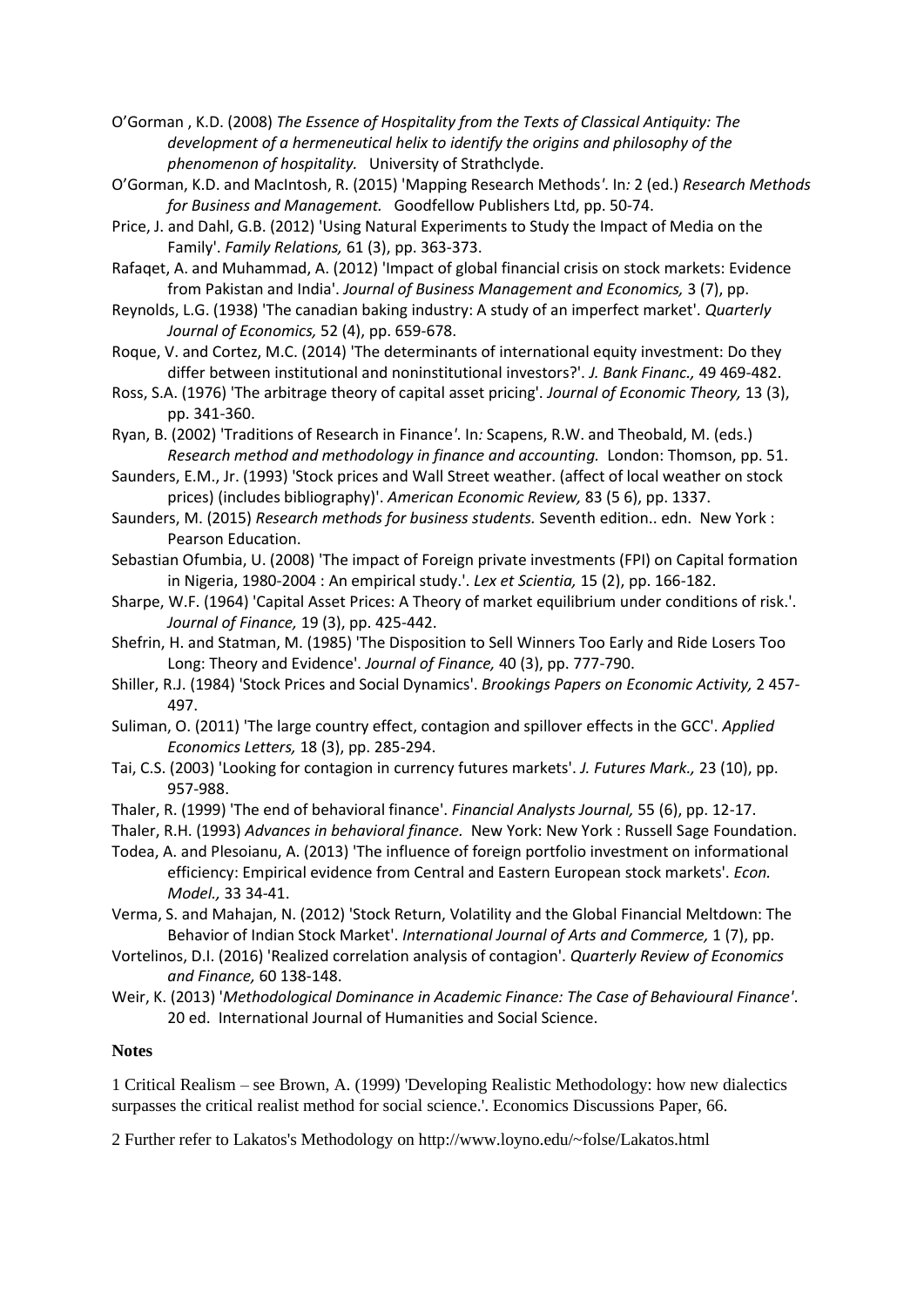O'Gorman , K.D. (2008) *The Essence of Hospitality from the Texts of Classical Antiquity: The development of a hermeneutical helix to identify the origins and philosophy of the phenomenon of hospitality.* University of Strathclyde.

O'Gorman, K.D. and MacIntosh, R. (2015) 'Mapping Research Methods*'*. In*:* 2 (ed.) *Research Methods for Business and Management.* Goodfellow Publishers Ltd, pp. 50-74.

Price, J. and Dahl, G.B. (2012) 'Using Natural Experiments to Study the Impact of Media on the Family'. *Family Relations,* 61 (3), pp. 363-373.

Rafaqet, A. and Muhammad, A. (2012) 'Impact of global financial crisis on stock markets: Evidence from Pakistan and India'. *Journal of Business Management and Economics,* 3 (7), pp.

Reynolds, L.G. (1938) 'The canadian baking industry: A study of an imperfect market'. *Quarterly Journal of Economics,* 52 (4), pp. 659-678.

Roque, V. and Cortez, M.C. (2014) 'The determinants of international equity investment: Do they differ between institutional and noninstitutional investors?'. *J. Bank Financ.,* 49 469-482.

Ross, S.A. (1976) 'The arbitrage theory of capital asset pricing'. *Journal of Economic Theory,* 13 (3), pp. 341-360.

Ryan, B. (2002) 'Traditions of Research in Finance*'*. In*:* Scapens, R.W. and Theobald, M. (eds.) *Research method and methodology in finance and accounting.* London: Thomson, pp. 51.

Saunders, E.M., Jr. (1993) 'Stock prices and Wall Street weather. (affect of local weather on stock prices) (includes bibliography)'. *American Economic Review,* 83 (5 6), pp. 1337.

Saunders, M. (2015) *Research methods for business students.* Seventh edition.. edn. New York : Pearson Education.

Sebastian Ofumbia, U. (2008) 'The impact of Foreign private investments (FPI) on Capital formation in Nigeria, 1980-2004 : An empirical study.'. *Lex et Scientia,* 15 (2), pp. 166-182.

Sharpe, W.F. (1964) 'Capital Asset Prices: A Theory of market equilibrium under conditions of risk.'. *Journal of Finance,* 19 (3), pp. 425-442.

Shefrin, H. and Statman, M. (1985) 'The Disposition to Sell Winners Too Early and Ride Losers Too Long: Theory and Evidence'. *Journal of Finance,* 40 (3), pp. 777-790.

Shiller, R.J. (1984) 'Stock Prices and Social Dynamics'. *Brookings Papers on Economic Activity,* 2 457-497.

Suliman, O. (2011) 'The large country effect, contagion and spillover effects in the GCC'. *Applied Economics Letters,* 18 (3), pp. 285-294.

Tai, C.S. (2003) 'Looking for contagion in currency futures markets'. *J. Futures Mark.,* 23 (10), pp. 957-988.

Thaler, R. (1999) 'The end of behavioral finance'. *Financial Analysts Journal,* 55 (6), pp. 12-17.

Thaler, R.H. (1993) *Advances in behavioral finance.* New York: New York : Russell Sage Foundation.

Todea, A. and Plesoianu, A. (2013) 'The influence of foreign portfolio investment on informational efficiency: Empirical evidence from Central and Eastern European stock markets'. *Econ. Model.,* 33 34-41.

Verma, S. and Mahajan, N. (2012) 'Stock Return, Volatility and the Global Financial Meltdown: The Behavior of Indian Stock Market'. *International Journal of Arts and Commerce,* 1 (7), pp.

Vortelinos, D.I. (2016) 'Realized correlation analysis of contagion'. *Quarterly Review of Economics and Finance,* 60 138-148.

Weir, K. (2013) '*Methodological Dominance in Academic Finance: The Case of Behavioural Finance*'. 20 ed. International Journal of Humanities and Social Science.

**Notes**

1 Critical Realism – see Brown, A. (1999) 'Developing Realistic Methodology: how new dialectics surpasses the critical realist method for social science.'. Economics Discussions Paper, 66.

2 Further refer to Lakatos's Methodology on http://www.loyno.edu/~folse/Lakatos.html